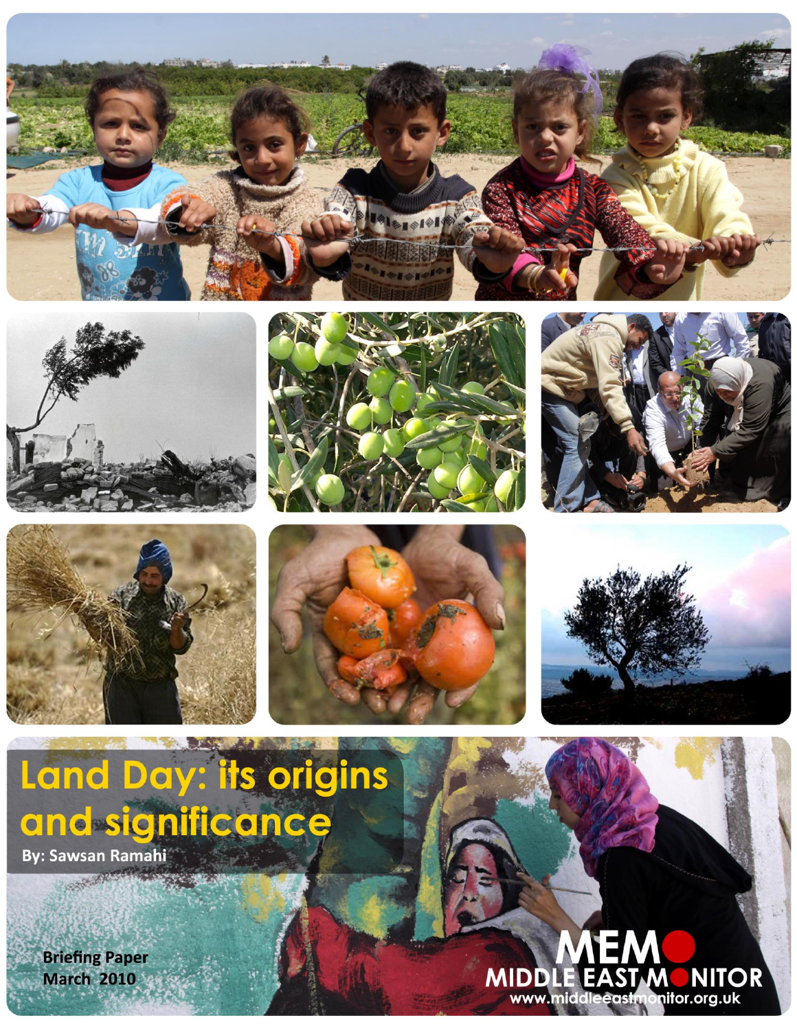# Land Day: its origins and significance

**By: Sawsan Ramahi**

**Briefing Paper**
**March 2010**

MEMO
MIDDLE EAST MONITOR
www.middleeastmonitor.org.uk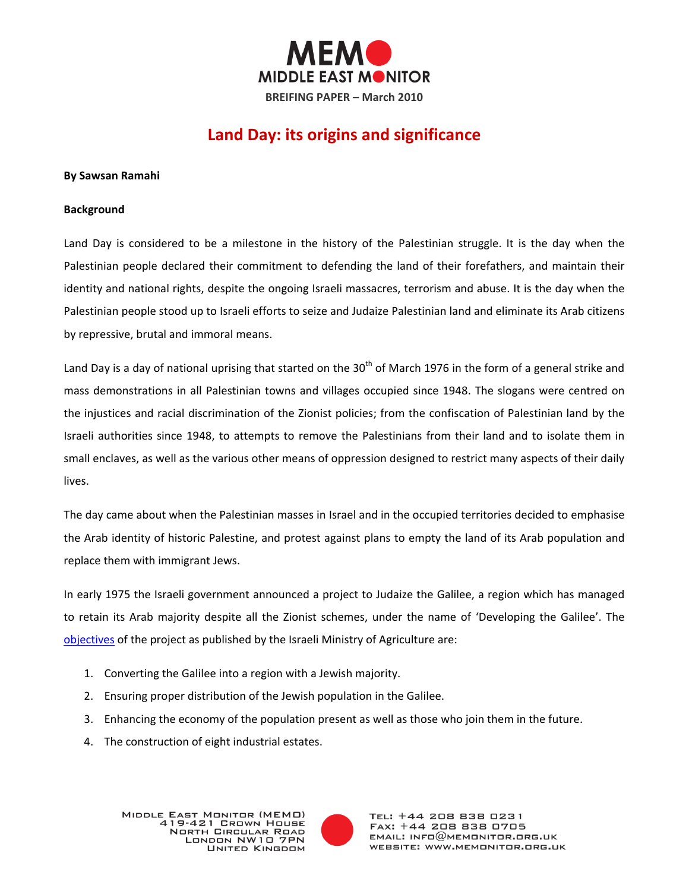# Land Day: its origins and significance

**By Sawsan Ramahi**

**Background**

Land Day is considered to be a milestone in the history of the Palestinian struggle. It is the day when the Palestinian people declared their commitment to defending the land of their forefathers, and maintain their identity and national rights, despite the ongoing Israeli massacres, terrorism and abuse. It is the day when the Palestinian people stood up to Israeli efforts to seize and Judaize Palestinian land and eliminate its Arab citizens by repressive, brutal and immoral means.

Land Day is a day of national uprising that started on the 30th of March 1976 in the form of a general strike and mass demonstrations in all Palestinian towns and villages occupied since 1948. The slogans were centred on the injustices and racial discrimination of the Zionist policies; from the confiscation of Palestinian land by the Israeli authorities since 1948, to attempts to remove the Palestinians from their land and to isolate them in small enclaves, as well as the various other means of oppression designed to restrict many aspects of their daily lives.

The day came about when the Palestinian masses in Israel and in the occupied territories decided to emphasise the Arab identity of historic Palestine, and protest against plans to empty the land of its Arab population and replace them with immigrant Jews.

In early 1975 the Israeli government announced a project to Judaize the Galilee, a region which has managed to retain its Arab majority despite all the Zionist schemes, under the name of 'Developing the Galilee'. The objectives of the project as published by the Israeli Ministry of Agriculture are:

1. Converting the Galilee into a region with a Jewish majority.
2. Ensuring proper distribution of the Jewish population in the Galilee.
3. Enhancing the economy of the population present as well as those who join them in the future.
4. The construction of eight industrial estates.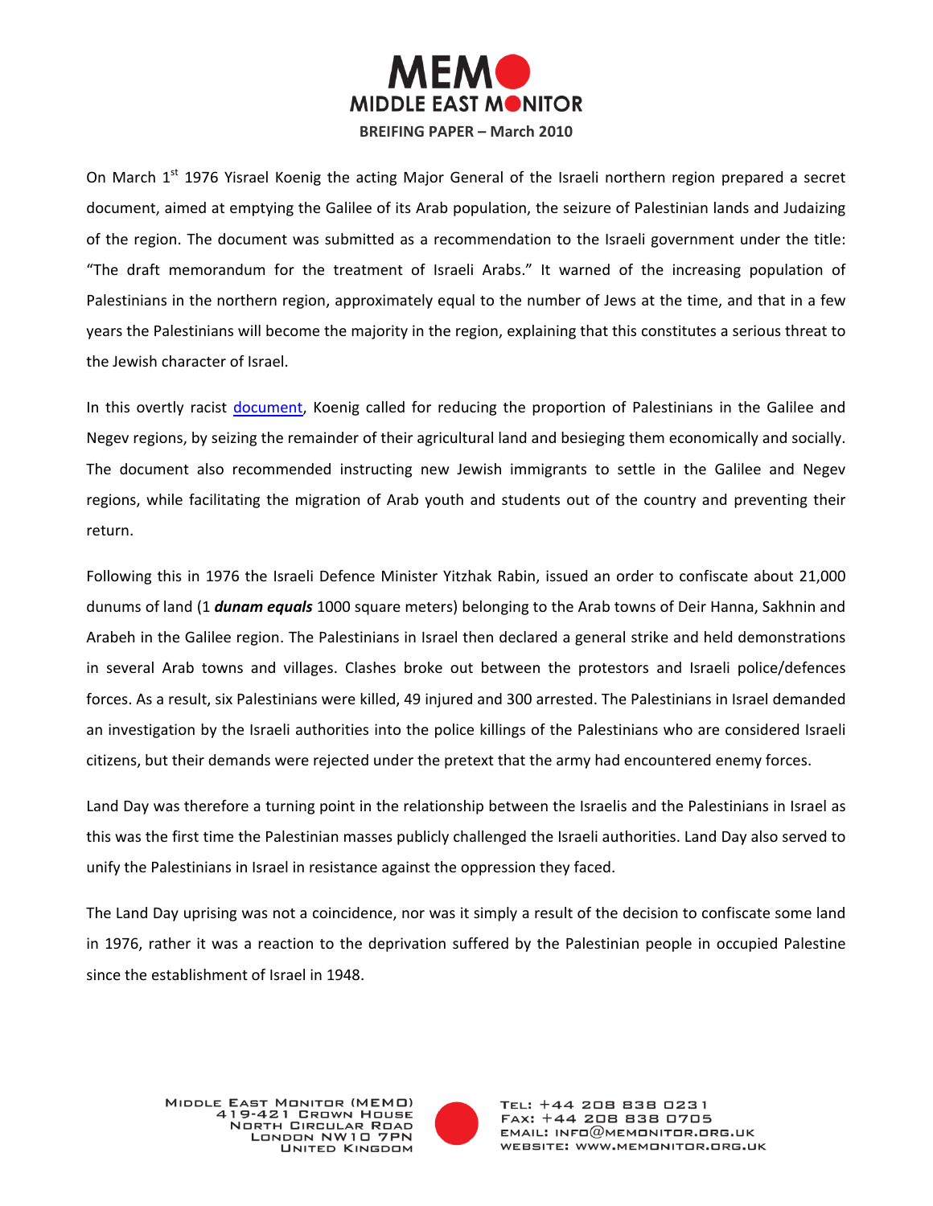On March 1st 1976 Yisrael Koenig the acting Major General of the Israeli northern region prepared a secret document, aimed at emptying the Galilee of its Arab population, the seizure of Palestinian lands and Judaizing of the region. The document was submitted as a recommendation to the Israeli government under the title: "The draft memorandum for the treatment of Israeli Arabs." It warned of the increasing population of Palestinians in the northern region, approximately equal to the number of Jews at the time, and that in a few years the Palestinians will become the majority in the region, explaining that this constitutes a serious threat to the Jewish character of Israel.

In this overtly racist document, Koenig called for reducing the proportion of Palestinians in the Galilee and Negev regions, by seizing the remainder of their agricultural land and besieging them economically and socially. The document also recommended instructing new Jewish immigrants to settle in the Galilee and Negev regions, while facilitating the migration of Arab youth and students out of the country and preventing their return.

Following this in 1976 the Israeli Defence Minister Yitzhak Rabin, issued an order to confiscate about 21,000 dunums of land (1 ***dunam equals*** 1000 square meters) belonging to the Arab towns of Deir Hanna, Sakhnin and Arabeh in the Galilee region. The Palestinians in Israel then declared a general strike and held demonstrations in several Arab towns and villages. Clashes broke out between the protestors and Israeli police/defences forces. As a result, six Palestinians were killed, 49 injured and 300 arrested. The Palestinians in Israel demanded an investigation by the Israeli authorities into the police killings of the Palestinians who are considered Israeli citizens, but their demands were rejected under the pretext that the army had encountered enemy forces.

Land Day was therefore a turning point in the relationship between the Israelis and the Palestinians in Israel as this was the first time the Palestinian masses publicly challenged the Israeli authorities. Land Day also served to unify the Palestinians in Israel in resistance against the oppression they faced.

The Land Day uprising was not a coincidence, nor was it simply a result of the decision to confiscate some land in 1976, rather it was a reaction to the deprivation suffered by the Palestinian people in occupied Palestine since the establishment of Israel in 1948.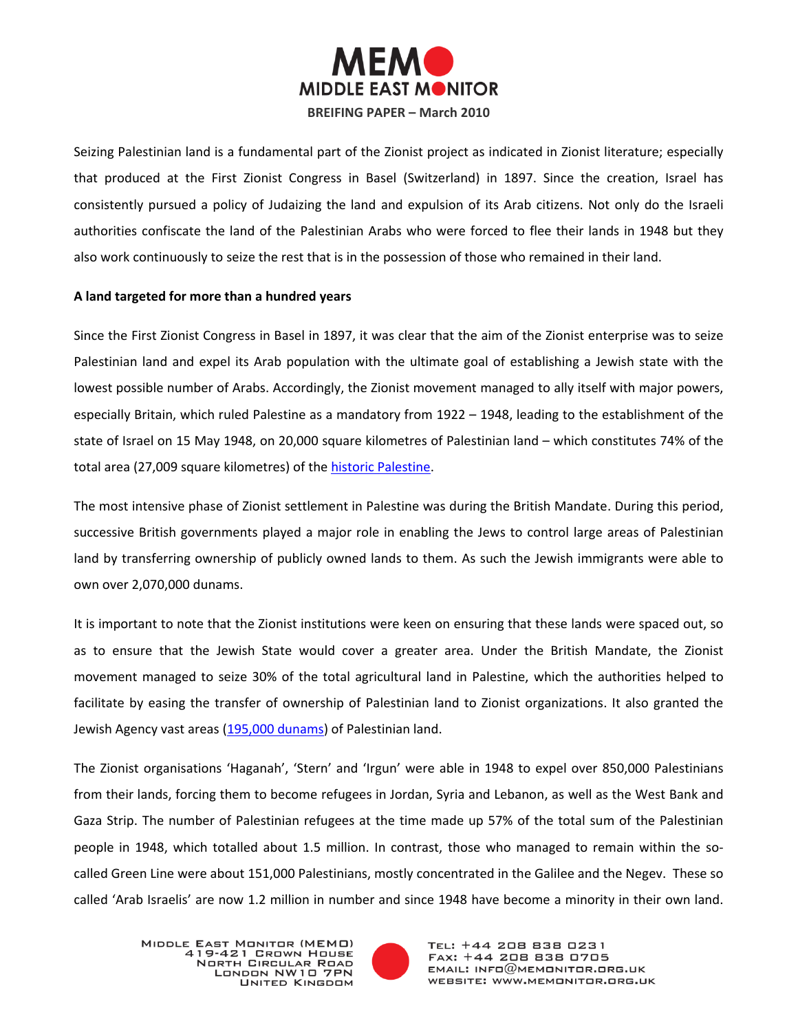Seizing Palestinian land is a fundamental part of the Zionist project as indicated in Zionist literature; especially that produced at the First Zionist Congress in Basel (Switzerland) in 1897. Since the creation, Israel has consistently pursued a policy of Judaizing the land and expulsion of its Arab citizens. Not only do the Israeli authorities confiscate the land of the Palestinian Arabs who were forced to flee their lands in 1948 but they also work continuously to seize the rest that is in the possession of those who remained in their land.

**A land targeted for more than a hundred years**

Since the First Zionist Congress in Basel in 1897, it was clear that the aim of the Zionist enterprise was to seize Palestinian land and expel its Arab population with the ultimate goal of establishing a Jewish state with the lowest possible number of Arabs. Accordingly, the Zionist movement managed to ally itself with major powers, especially Britain, which ruled Palestine as a mandatory from 1922 – 1948, leading to the establishment of the state of Israel on 15 May 1948, on 20,000 square kilometres of Palestinian land – which constitutes 74% of the total area (27,009 square kilometres) of the historic Palestine.

The most intensive phase of Zionist settlement in Palestine was during the British Mandate. During this period, successive British governments played a major role in enabling the Jews to control large areas of Palestinian land by transferring ownership of publicly owned lands to them. As such the Jewish immigrants were able to own over 2,070,000 dunams.

It is important to note that the Zionist institutions were keen on ensuring that these lands were spaced out, so as to ensure that the Jewish State would cover a greater area. Under the British Mandate, the Zionist movement managed to seize 30% of the total agricultural land in Palestine, which the authorities helped to facilitate by easing the transfer of ownership of Palestinian land to Zionist organizations. It also granted the Jewish Agency vast areas (195,000 dunams) of Palestinian land.

The Zionist organisations 'Haganah', 'Stern' and 'Irgun' were able in 1948 to expel over 850,000 Palestinians from their lands, forcing them to become refugees in Jordan, Syria and Lebanon, as well as the West Bank and Gaza Strip. The number of Palestinian refugees at the time made up 57% of the total sum of the Palestinian people in 1948, which totalled about 1.5 million. In contrast, those who managed to remain within the so-called Green Line were about 151,000 Palestinians, mostly concentrated in the Galilee and the Negev. These so called 'Arab Israelis' are now 1.2 million in number and since 1948 have become a minority in their own land.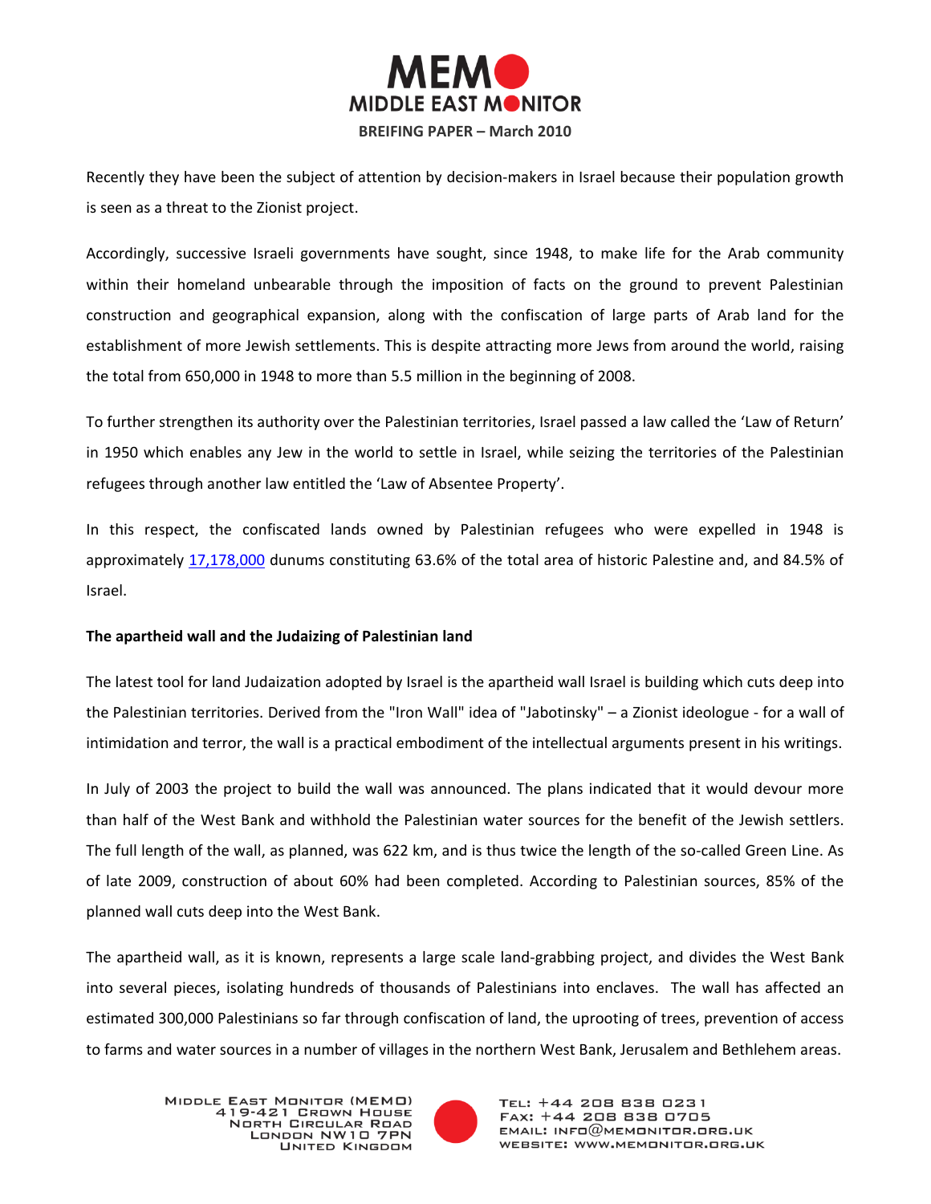Recently they have been the subject of attention by decision-makers in Israel because their population growth is seen as a threat to the Zionist project.

Accordingly, successive Israeli governments have sought, since 1948, to make life for the Arab community within their homeland unbearable through the imposition of facts on the ground to prevent Palestinian construction and geographical expansion, along with the confiscation of large parts of Arab land for the establishment of more Jewish settlements. This is despite attracting more Jews from around the world, raising the total from 650,000 in 1948 to more than 5.5 million in the beginning of 2008.

To further strengthen its authority over the Palestinian territories, Israel passed a law called the 'Law of Return' in 1950 which enables any Jew in the world to settle in Israel, while seizing the territories of the Palestinian refugees through another law entitled the 'Law of Absentee Property'.

In this respect, the confiscated lands owned by Palestinian refugees who were expelled in 1948 is approximately 17,178,000 dunums constituting 63.6% of the total area of historic Palestine and, and 84.5% of Israel.

**The apartheid wall and the Judaizing of Palestinian land**

The latest tool for land Judaization adopted by Israel is the apartheid wall Israel is building which cuts deep into the Palestinian territories. Derived from the "Iron Wall" idea of "Jabotinsky" – a Zionist ideologue - for a wall of intimidation and terror, the wall is a practical embodiment of the intellectual arguments present in his writings.

In July of 2003 the project to build the wall was announced. The plans indicated that it would devour more than half of the West Bank and withhold the Palestinian water sources for the benefit of the Jewish settlers. The full length of the wall, as planned, was 622 km, and is thus twice the length of the so-called Green Line. As of late 2009, construction of about 60% had been completed. According to Palestinian sources, 85% of the planned wall cuts deep into the West Bank.

The apartheid wall, as it is known, represents a large scale land-grabbing project, and divides the West Bank into several pieces, isolating hundreds of thousands of Palestinians into enclaves. The wall has affected an estimated 300,000 Palestinians so far through confiscation of land, the uprooting of trees, prevention of access to farms and water sources in a number of villages in the northern West Bank, Jerusalem and Bethlehem areas.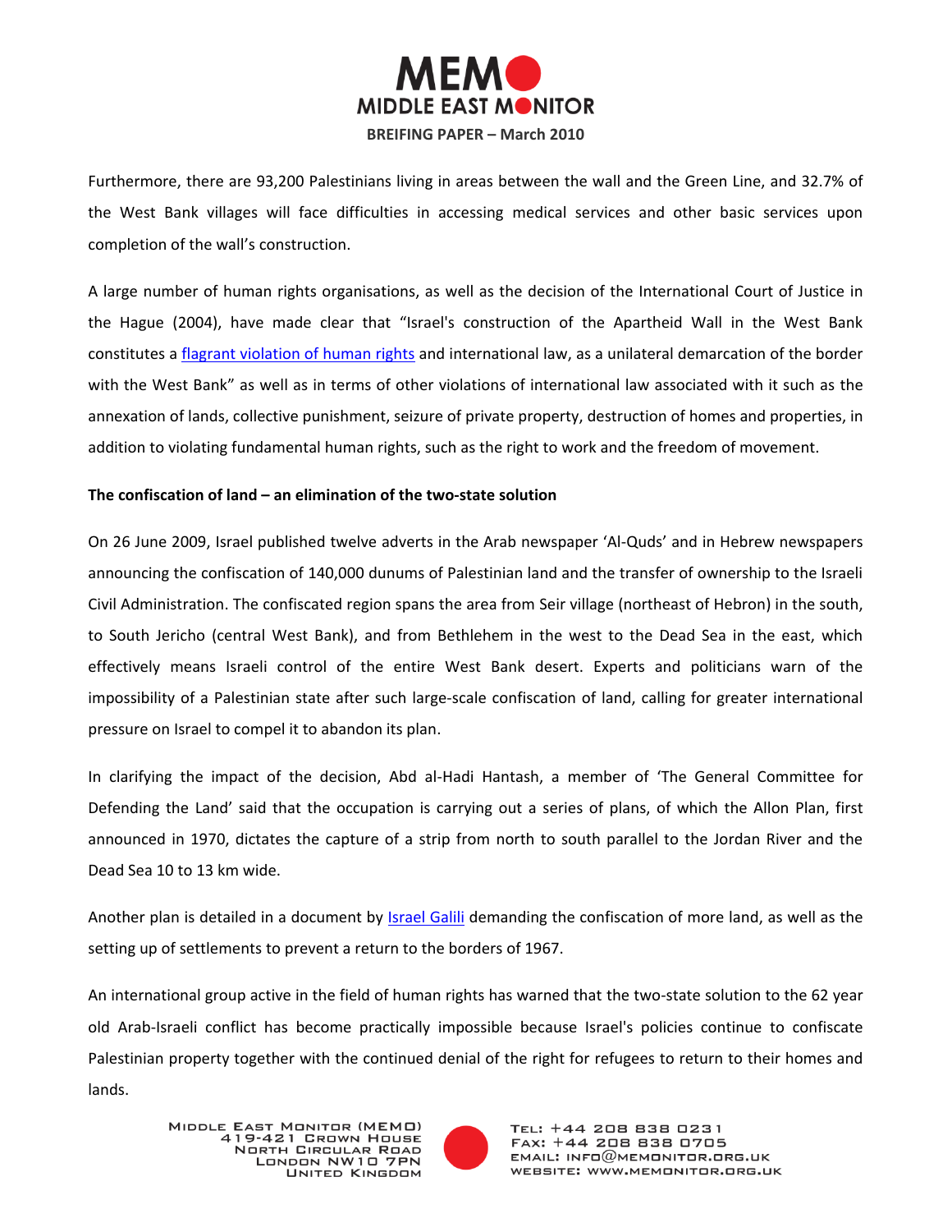Furthermore, there are 93,200 Palestinians living in areas between the wall and the Green Line, and 32.7% of the West Bank villages will face difficulties in accessing medical services and other basic services upon completion of the wall's construction.

A large number of human rights organisations, as well as the decision of the International Court of Justice in the Hague (2004), have made clear that "Israel's construction of the Apartheid Wall in the West Bank constitutes a flagrant violation of human rights and international law, as a unilateral demarcation of the border with the West Bank" as well as in terms of other violations of international law associated with it such as the annexation of lands, collective punishment, seizure of private property, destruction of homes and properties, in addition to violating fundamental human rights, such as the right to work and the freedom of movement.

**The confiscation of land – an elimination of the two-state solution**

On 26 June 2009, Israel published twelve adverts in the Arab newspaper 'Al-Quds' and in Hebrew newspapers announcing the confiscation of 140,000 dunums of Palestinian land and the transfer of ownership to the Israeli Civil Administration. The confiscated region spans the area from Seir village (northeast of Hebron) in the south, to South Jericho (central West Bank), and from Bethlehem in the west to the Dead Sea in the east, which effectively means Israeli control of the entire West Bank desert. Experts and politicians warn of the impossibility of a Palestinian state after such large-scale confiscation of land, calling for greater international pressure on Israel to compel it to abandon its plan.

In clarifying the impact of the decision, Abd al-Hadi Hantash, a member of 'The General Committee for Defending the Land' said that the occupation is carrying out a series of plans, of which the Allon Plan, first announced in 1970, dictates the capture of a strip from north to south parallel to the Jordan River and the Dead Sea 10 to 13 km wide.

Another plan is detailed in a document by Israel Galili demanding the confiscation of more land, as well as the setting up of settlements to prevent a return to the borders of 1967.

An international group active in the field of human rights has warned that the two-state solution to the 62 year old Arab-Israeli conflict has become practically impossible because Israel's policies continue to confiscate Palestinian property together with the continued denial of the right for refugees to return to their homes and lands.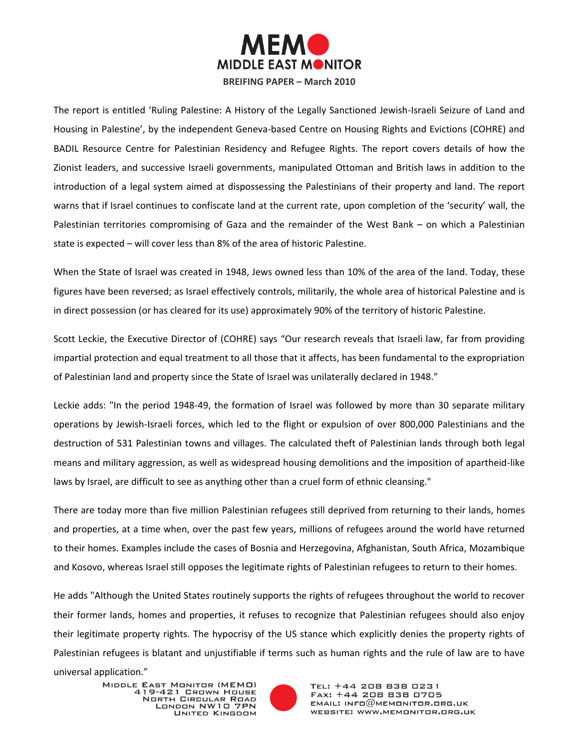The report is entitled 'Ruling Palestine: A History of the Legally Sanctioned Jewish-Israeli Seizure of Land and Housing in Palestine', by the independent Geneva-based Centre on Housing Rights and Evictions (COHRE) and BADIL Resource Centre for Palestinian Residency and Refugee Rights. The report covers details of how the Zionist leaders, and successive Israeli governments, manipulated Ottoman and British laws in addition to the introduction of a legal system aimed at dispossessing the Palestinians of their property and land. The report warns that if Israel continues to confiscate land at the current rate, upon completion of the 'security' wall, the Palestinian territories compromising of Gaza and the remainder of the West Bank – on which a Palestinian state is expected – will cover less than 8% of the area of historic Palestine.

When the State of Israel was created in 1948, Jews owned less than 10% of the area of the land. Today, these figures have been reversed; as Israel effectively controls, militarily, the whole area of historical Palestine and is in direct possession (or has cleared for its use) approximately 90% of the territory of historic Palestine.

Scott Leckie, the Executive Director of (COHRE) says "Our research reveals that Israeli law, far from providing impartial protection and equal treatment to all those that it affects, has been fundamental to the expropriation of Palestinian land and property since the State of Israel was unilaterally declared in 1948."

Leckie adds: "In the period 1948-49, the formation of Israel was followed by more than 30 separate military operations by Jewish-Israeli forces, which led to the flight or expulsion of over 800,000 Palestinians and the destruction of 531 Palestinian towns and villages. The calculated theft of Palestinian lands through both legal means and military aggression, as well as widespread housing demolitions and the imposition of apartheid-like laws by Israel, are difficult to see as anything other than a cruel form of ethnic cleansing."

There are today more than five million Palestinian refugees still deprived from returning to their lands, homes and properties, at a time when, over the past few years, millions of refugees around the world have returned to their homes. Examples include the cases of Bosnia and Herzegovina, Afghanistan, South Africa, Mozambique and Kosovo, whereas Israel still opposes the legitimate rights of Palestinian refugees to return to their homes.

He adds "Although the United States routinely supports the rights of refugees throughout the world to recover their former lands, homes and properties, it refuses to recognize that Palestinian refugees should also enjoy their legitimate property rights. The hypocrisy of the US stance which explicitly denies the property rights of Palestinian refugees is blatant and unjustifiable if terms such as human rights and the rule of law are to have universal application."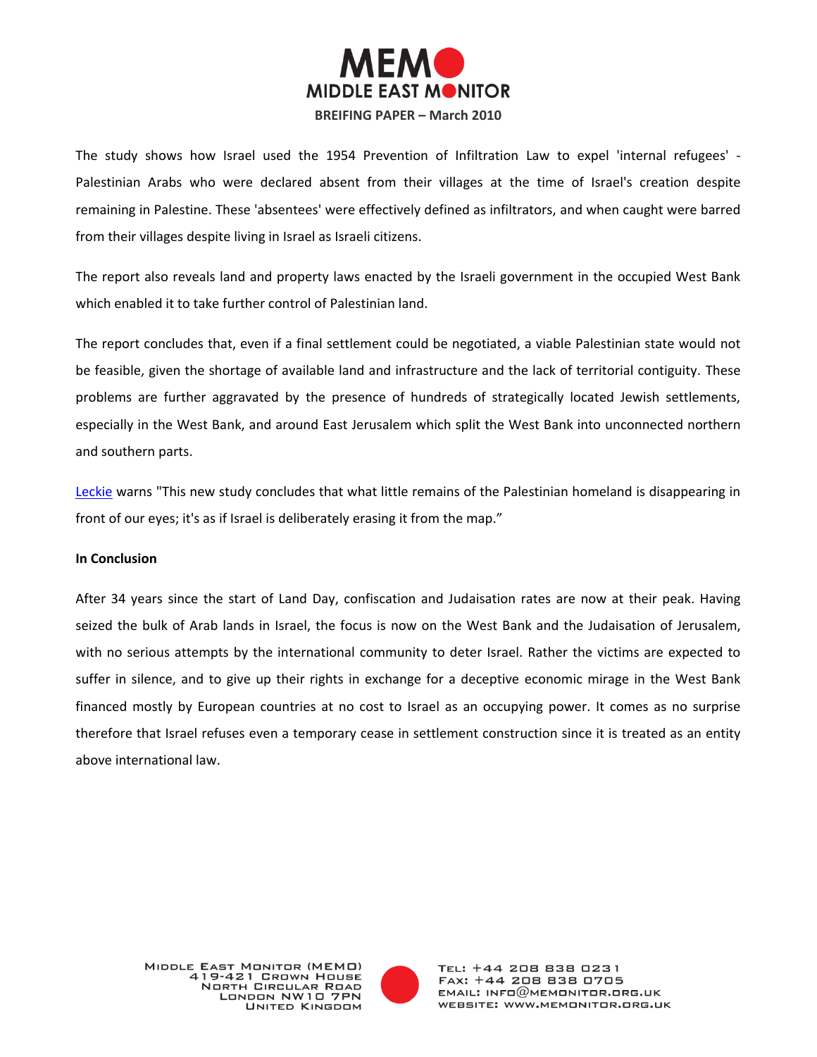The study shows how Israel used the 1954 Prevention of Infiltration Law to expel 'internal refugees' - Palestinian Arabs who were declared absent from their villages at the time of Israel's creation despite remaining in Palestine. These 'absentees' were effectively defined as infiltrators, and when caught were barred from their villages despite living in Israel as Israeli citizens.

The report also reveals land and property laws enacted by the Israeli government in the occupied West Bank which enabled it to take further control of Palestinian land.

The report concludes that, even if a final settlement could be negotiated, a viable Palestinian state would not be feasible, given the shortage of available land and infrastructure and the lack of territorial contiguity. These problems are further aggravated by the presence of hundreds of strategically located Jewish settlements, especially in the West Bank, and around East Jerusalem which split the West Bank into unconnected northern and southern parts.

Leckie warns "This new study concludes that what little remains of the Palestinian homeland is disappearing in front of our eyes; it's as if Israel is deliberately erasing it from the map."

**In Conclusion**

After 34 years since the start of Land Day, confiscation and Judaisation rates are now at their peak. Having seized the bulk of Arab lands in Israel, the focus is now on the West Bank and the Judaisation of Jerusalem, with no serious attempts by the international community to deter Israel. Rather the victims are expected to suffer in silence, and to give up their rights in exchange for a deceptive economic mirage in the West Bank financed mostly by European countries at no cost to Israel as an occupying power. It comes as no surprise therefore that Israel refuses even a temporary cease in settlement construction since it is treated as an entity above international law.